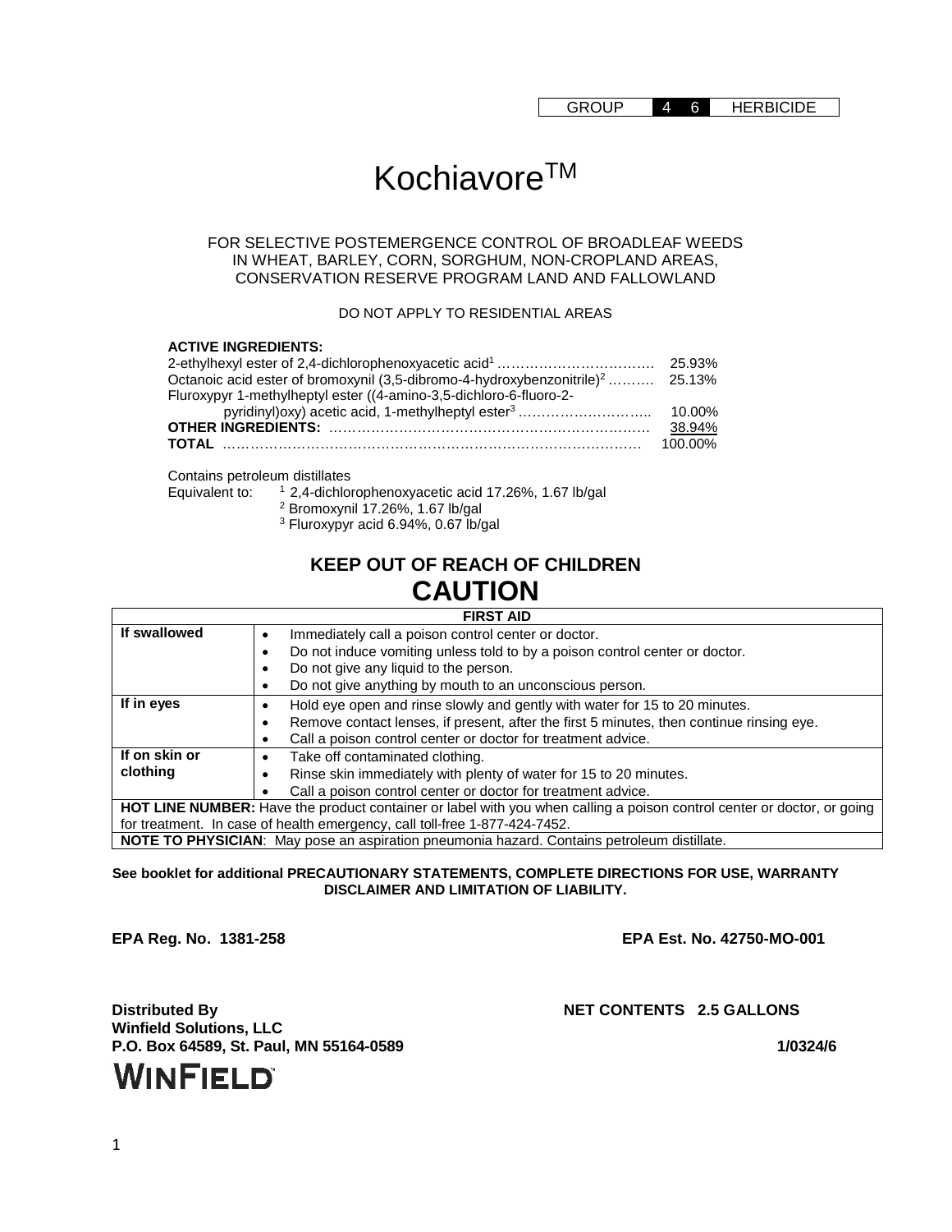| GROUP | 4 | 6 | HERBICIDE |
|---|---|---|---|

# Kochiavore™

FOR SELECTIVE POSTEMERGENCE CONTROL OF BROADLEAF WEEDS IN WHEAT, BARLEY, CORN, SORGHUM, NON-CROPLAND AREAS, CONSERVATION RESERVE PROGRAM LAND AND FALLOWLAND

DO NOT APPLY TO RESIDENTIAL AREAS

**ACTIVE INGREDIENTS:**

| | |
|---|---|
| 2-ethylhexyl ester of 2,4-dichlorophenoxyacetic acid[1] | 25.93% |
| Octanoic acid ester of bromoxynil (3,5-dibromo-4-hydroxybenzonitrile)[2] | 25.13% |
| Fluroxypyr 1-methylheptyl ester ((4-amino-3,5-dichloro-6-fluoro-2-pyridinyl)oxy) acetic acid, 1-methylheptyl ester[3] | 10.00% |
| **OTHER INGREDIENTS:** | 38.94% |
| **TOTAL** | 100.00% |

Contains petroleum distillates

Equivalent to:
[1] 2,4-dichlorophenoxyacetic acid 17.26%, 1.67 lb/gal
[2] Bromoxynil 17.26%, 1.67 lb/gal
[3] Fluroxypyr acid 6.94%, 0.67 lb/gal

## KEEP OUT OF REACH OF CHILDREN

# CAUTION

| FIRST AID | |
|---|---|
| **If swallowed** | • Immediately call a poison control center or doctor.<br>• Do not induce vomiting unless told to by a poison control center or doctor.<br>• Do not give any liquid to the person.<br>• Do not give anything by mouth to an unconscious person. |
| **If in eyes** | • Hold eye open and rinse slowly and gently with water for 15 to 20 minutes.<br>• Remove contact lenses, if present, after the first 5 minutes, then continue rinsing eye.<br>• Call a poison control center or doctor for treatment advice. |
| **If on skin or clothing** | • Take off contaminated clothing.<br>• Rinse skin immediately with plenty of water for 15 to 20 minutes.<br>• Call a poison control center or doctor for treatment advice. |
| **HOT LINE NUMBER:** Have the product container or label with you when calling a poison control center or doctor, or going for treatment. In case of health emergency, call toll-free 1-877-424-7452. | |
| **NOTE TO PHYSICIAN**: May pose an aspiration pneumonia hazard. Contains petroleum distillate. | |

**See booklet for additional PRECAUTIONARY STATEMENTS, COMPLETE DIRECTIONS FOR USE, WARRANTY DISCLAIMER AND LIMITATION OF LIABILITY.**

**EPA Reg. No. 1381-258**

**EPA Est. No. 42750-MO-001**

**NET CONTENTS 2.5 GALLONS**

**Distributed By**
**Winfield Solutions, LLC**
**P.O. Box 64589, St. Paul, MN 55164-0589**

**1/0324/6**

**WINFIELD**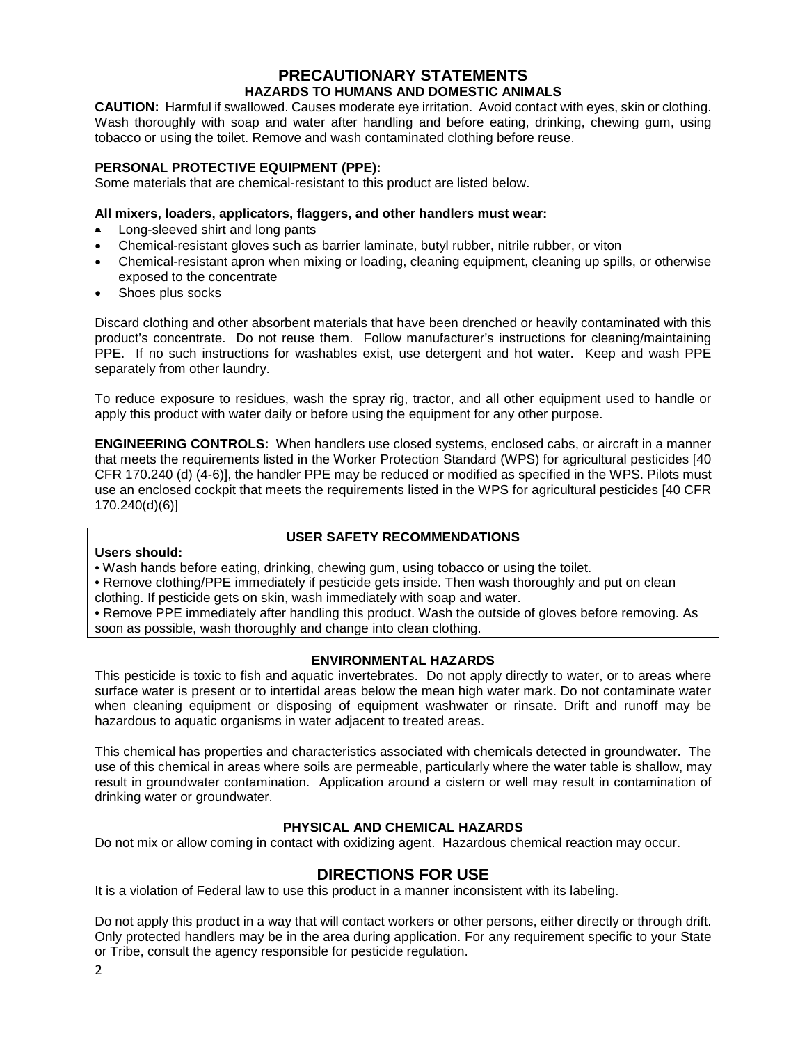# PRECAUTIONARY STATEMENTS

## HAZARDS TO HUMANS AND DOMESTIC ANIMALS

**CAUTION:** Harmful if swallowed. Causes moderate eye irritation. Avoid contact with eyes, skin or clothing. Wash thoroughly with soap and water after handling and before eating, drinking, chewing gum, using tobacco or using the toilet. Remove and wash contaminated clothing before reuse.

**PERSONAL PROTECTIVE EQUIPMENT (PPE):**
Some materials that are chemical-resistant to this product are listed below.

**All mixers, loaders, applicators, flaggers, and other handlers must wear:**

- Long-sleeved shirt and long pants
- Chemical-resistant gloves such as barrier laminate, butyl rubber, nitrile rubber, or viton
- Chemical-resistant apron when mixing or loading, cleaning equipment, cleaning up spills, or otherwise exposed to the concentrate
- Shoes plus socks

Discard clothing and other absorbent materials that have been drenched or heavily contaminated with this product's concentrate. Do not reuse them. Follow manufacturer's instructions for cleaning/maintaining PPE. If no such instructions for washables exist, use detergent and hot water. Keep and wash PPE separately from other laundry.

To reduce exposure to residues, wash the spray rig, tractor, and all other equipment used to handle or apply this product with water daily or before using the equipment for any other purpose.

**ENGINEERING CONTROLS:** When handlers use closed systems, enclosed cabs, or aircraft in a manner that meets the requirements listed in the Worker Protection Standard (WPS) for agricultural pesticides [40 CFR 170.240 (d) (4-6)], the handler PPE may be reduced or modified as specified in the WPS. Pilots must use an enclosed cockpit that meets the requirements listed in the WPS for agricultural pesticides [40 CFR 170.240(d)(6)]

### USER SAFETY RECOMMENDATIONS

**Users should:**

- Wash hands before eating, drinking, chewing gum, using tobacco or using the toilet.
- Remove clothing/PPE immediately if pesticide gets inside. Then wash thoroughly and put on clean clothing. If pesticide gets on skin, wash immediately with soap and water.
- Remove PPE immediately after handling this product. Wash the outside of gloves before removing. As soon as possible, wash thoroughly and change into clean clothing.

### ENVIRONMENTAL HAZARDS

This pesticide is toxic to fish and aquatic invertebrates. Do not apply directly to water, or to areas where surface water is present or to intertidal areas below the mean high water mark. Do not contaminate water when cleaning equipment or disposing of equipment washwater or rinsate. Drift and runoff may be hazardous to aquatic organisms in water adjacent to treated areas.

This chemical has properties and characteristics associated with chemicals detected in groundwater. The use of this chemical in areas where soils are permeable, particularly where the water table is shallow, may result in groundwater contamination. Application around a cistern or well may result in contamination of drinking water or groundwater.

### PHYSICAL AND CHEMICAL HAZARDS

Do not mix or allow coming in contact with oxidizing agent. Hazardous chemical reaction may occur.

# DIRECTIONS FOR USE

It is a violation of Federal law to use this product in a manner inconsistent with its labeling.

Do not apply this product in a way that will contact workers or other persons, either directly or through drift. Only protected handlers may be in the area during application. For any requirement specific to your State or Tribe, consult the agency responsible for pesticide regulation.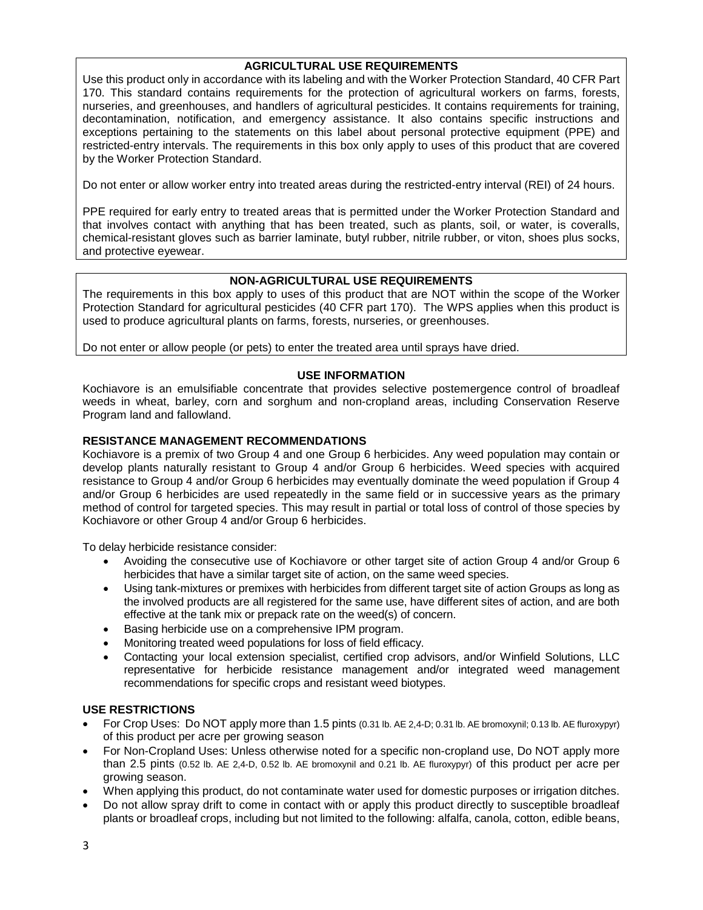## AGRICULTURAL USE REQUIREMENTS

Use this product only in accordance with its labeling and with the Worker Protection Standard, 40 CFR Part 170. This standard contains requirements for the protection of agricultural workers on farms, forests, nurseries, and greenhouses, and handlers of agricultural pesticides. It contains requirements for training, decontamination, notification, and emergency assistance. It also contains specific instructions and exceptions pertaining to the statements on this label about personal protective equipment (PPE) and restricted-entry intervals. The requirements in this box only apply to uses of this product that are covered by the Worker Protection Standard.

Do not enter or allow worker entry into treated areas during the restricted-entry interval (REI) of 24 hours.

PPE required for early entry to treated areas that is permitted under the Worker Protection Standard and that involves contact with anything that has been treated, such as plants, soil, or water, is coveralls, chemical-resistant gloves such as barrier laminate, butyl rubber, nitrile rubber, or viton, shoes plus socks, and protective eyewear.

## NON-AGRICULTURAL USE REQUIREMENTS

The requirements in this box apply to uses of this product that are NOT within the scope of the Worker Protection Standard for agricultural pesticides (40 CFR part 170). The WPS applies when this product is used to produce agricultural plants on farms, forests, nurseries, or greenhouses.

Do not enter or allow people (or pets) to enter the treated area until sprays have dried.

## USE INFORMATION

Kochiavore is an emulsifiable concentrate that provides selective postemergence control of broadleaf weeds in wheat, barley, corn and sorghum and non-cropland areas, including Conservation Reserve Program land and fallowland.

### RESISTANCE MANAGEMENT RECOMMENDATIONS

Kochiavore is a premix of two Group 4 and one Group 6 herbicides. Any weed population may contain or develop plants naturally resistant to Group 4 and/or Group 6 herbicides. Weed species with acquired resistance to Group 4 and/or Group 6 herbicides may eventually dominate the weed population if Group 4 and/or Group 6 herbicides are used repeatedly in the same field or in successive years as the primary method of control for targeted species. This may result in partial or total loss of control of those species by Kochiavore or other Group 4 and/or Group 6 herbicides.

To delay herbicide resistance consider:

- Avoiding the consecutive use of Kochiavore or other target site of action Group 4 and/or Group 6 herbicides that have a similar target site of action, on the same weed species.
- Using tank-mixtures or premixes with herbicides from different target site of action Groups as long as the involved products are all registered for the same use, have different sites of action, and are both effective at the tank mix or prepack rate on the weed(s) of concern.
- Basing herbicide use on a comprehensive IPM program.
- Monitoring treated weed populations for loss of field efficacy.
- Contacting your local extension specialist, certified crop advisors, and/or Winfield Solutions, LLC representative for herbicide resistance management and/or integrated weed management recommendations for specific crops and resistant weed biotypes.

### USE RESTRICTIONS

- For Crop Uses: Do NOT apply more than 1.5 pints (0.31 lb. AE 2,4-D; 0.31 lb. AE bromoxynil; 0.13 lb. AE fluroxypyr) of this product per acre per growing season
- For Non-Cropland Uses: Unless otherwise noted for a specific non-cropland use, Do NOT apply more than 2.5 pints (0.52 lb. AE 2,4-D, 0.52 lb. AE bromoxynil and 0.21 lb. AE fluroxypyr) of this product per acre per growing season.
- When applying this product, do not contaminate water used for domestic purposes or irrigation ditches.
- Do not allow spray drift to come in contact with or apply this product directly to susceptible broadleaf plants or broadleaf crops, including but not limited to the following: alfalfa, canola, cotton, edible beans,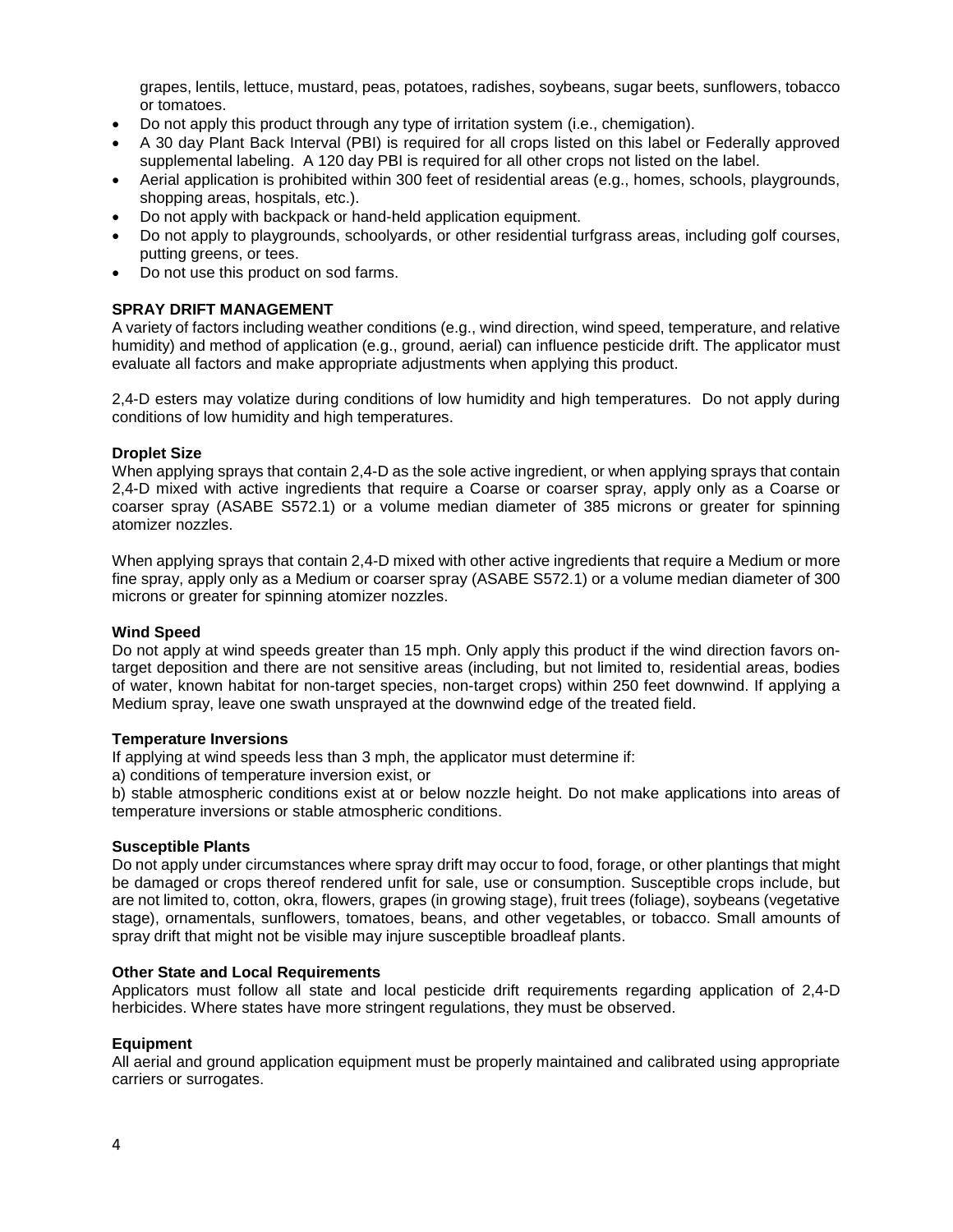grapes, lentils, lettuce, mustard, peas, potatoes, radishes, soybeans, sugar beets, sunflowers, tobacco or tomatoes.

- Do not apply this product through any type of irritation system (i.e., chemigation).
- A 30 day Plant Back Interval (PBI) is required for all crops listed on this label or Federally approved supplemental labeling. A 120 day PBI is required for all other crops not listed on the label.
- Aerial application is prohibited within 300 feet of residential areas (e.g., homes, schools, playgrounds, shopping areas, hospitals, etc.).
- Do not apply with backpack or hand-held application equipment.
- Do not apply to playgrounds, schoolyards, or other residential turfgrass areas, including golf courses, putting greens, or tees.
- Do not use this product on sod farms.

**SPRAY DRIFT MANAGEMENT**

A variety of factors including weather conditions (e.g., wind direction, wind speed, temperature, and relative humidity) and method of application (e.g., ground, aerial) can influence pesticide drift. The applicator must evaluate all factors and make appropriate adjustments when applying this product.

2,4-D esters may volatize during conditions of low humidity and high temperatures. Do not apply during conditions of low humidity and high temperatures.

**Droplet Size**

When applying sprays that contain 2,4-D as the sole active ingredient, or when applying sprays that contain 2,4-D mixed with active ingredients that require a Coarse or coarser spray, apply only as a Coarse or coarser spray (ASABE S572.1) or a volume median diameter of 385 microns or greater for spinning atomizer nozzles.

When applying sprays that contain 2,4-D mixed with other active ingredients that require a Medium or more fine spray, apply only as a Medium or coarser spray (ASABE S572.1) or a volume median diameter of 300 microns or greater for spinning atomizer nozzles.

**Wind Speed**

Do not apply at wind speeds greater than 15 mph. Only apply this product if the wind direction favors on-target deposition and there are not sensitive areas (including, but not limited to, residential areas, bodies of water, known habitat for non-target species, non-target crops) within 250 feet downwind. If applying a Medium spray, leave one swath unsprayed at the downwind edge of the treated field.

**Temperature Inversions**

If applying at wind speeds less than 3 mph, the applicator must determine if:

a) conditions of temperature inversion exist, or

b) stable atmospheric conditions exist at or below nozzle height. Do not make applications into areas of temperature inversions or stable atmospheric conditions.

**Susceptible Plants**

Do not apply under circumstances where spray drift may occur to food, forage, or other plantings that might be damaged or crops thereof rendered unfit for sale, use or consumption. Susceptible crops include, but are not limited to, cotton, okra, flowers, grapes (in growing stage), fruit trees (foliage), soybeans (vegetative stage), ornamentals, sunflowers, tomatoes, beans, and other vegetables, or tobacco. Small amounts of spray drift that might not be visible may injure susceptible broadleaf plants.

**Other State and Local Requirements**

Applicators must follow all state and local pesticide drift requirements regarding application of 2,4-D herbicides. Where states have more stringent regulations, they must be observed.

**Equipment**

All aerial and ground application equipment must be properly maintained and calibrated using appropriate carriers or surrogates.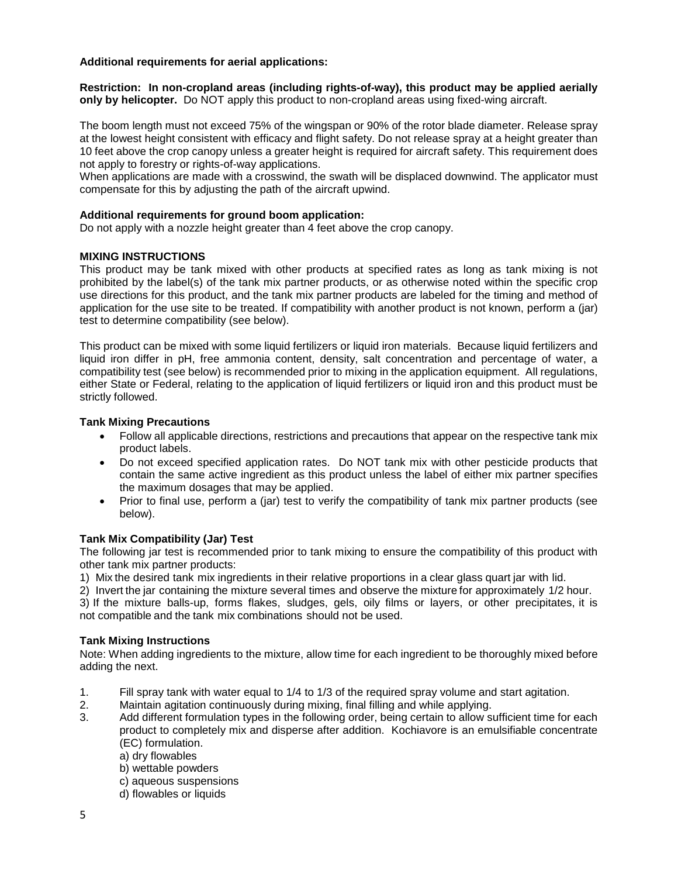**Additional requirements for aerial applications:**

**Restriction: In non-cropland areas (including rights-of-way), this product may be applied aerially only by helicopter.** Do NOT apply this product to non-cropland areas using fixed-wing aircraft.

The boom length must not exceed 75% of the wingspan or 90% of the rotor blade diameter. Release spray at the lowest height consistent with efficacy and flight safety. Do not release spray at a height greater than 10 feet above the crop canopy unless a greater height is required for aircraft safety. This requirement does not apply to forestry or rights-of-way applications.
When applications are made with a crosswind, the swath will be displaced downwind. The applicator must compensate for this by adjusting the path of the aircraft upwind.

**Additional requirements for ground boom application:**
Do not apply with a nozzle height greater than 4 feet above the crop canopy.

**MIXING INSTRUCTIONS**
This product may be tank mixed with other products at specified rates as long as tank mixing is not prohibited by the label(s) of the tank mix partner products, or as otherwise noted within the specific crop use directions for this product, and the tank mix partner products are labeled for the timing and method of application for the use site to be treated. If compatibility with another product is not known, perform a (jar) test to determine compatibility (see below).

This product can be mixed with some liquid fertilizers or liquid iron materials. Because liquid fertilizers and liquid iron differ in pH, free ammonia content, density, salt concentration and percentage of water, a compatibility test (see below) is recommended prior to mixing in the application equipment. All regulations, either State or Federal, relating to the application of liquid fertilizers or liquid iron and this product must be strictly followed.

**Tank Mixing Precautions**

- Follow all applicable directions, restrictions and precautions that appear on the respective tank mix product labels.
- Do not exceed specified application rates. Do NOT tank mix with other pesticide products that contain the same active ingredient as this product unless the label of either mix partner specifies the maximum dosages that may be applied.
- Prior to final use, perform a (jar) test to verify the compatibility of tank mix partner products (see below).

**Tank Mix Compatibility (Jar) Test**
The following jar test is recommended prior to tank mixing to ensure the compatibility of this product with other tank mix partner products:
1) Mix the desired tank mix ingredients in their relative proportions in a clear glass quart jar with lid.
2) Invert the jar containing the mixture several times and observe the mixture for approximately 1/2 hour.
3) If the mixture balls-up, forms flakes, sludges, gels, oily films or layers, or other precipitates, it is not compatible and the tank mix combinations should not be used.

**Tank Mixing Instructions**
Note: When adding ingredients to the mixture, allow time for each ingredient to be thoroughly mixed before adding the next.

1. Fill spray tank with water equal to 1/4 to 1/3 of the required spray volume and start agitation.
2. Maintain agitation continuously during mixing, final filling and while applying.
3. Add different formulation types in the following order, being certain to allow sufficient time for each product to completely mix and disperse after addition. Kochiavore is an emulsifiable concentrate (EC) formulation.
   a) dry flowables
   b) wettable powders
   c) aqueous suspensions
   d) flowables or liquids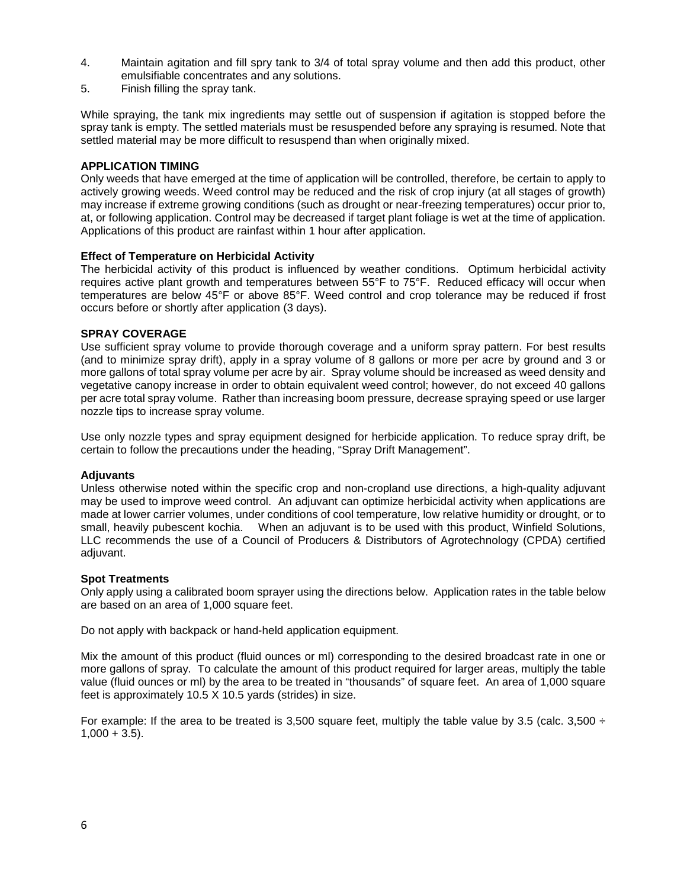4. Maintain agitation and fill spry tank to 3/4 of total spray volume and then add this product, other emulsifiable concentrates and any solutions.
5. Finish filling the spray tank.

While spraying, the tank mix ingredients may settle out of suspension if agitation is stopped before the spray tank is empty. The settled materials must be resuspended before any spraying is resumed. Note that settled material may be more difficult to resuspend than when originally mixed.

## APPLICATION TIMING

Only weeds that have emerged at the time of application will be controlled, therefore, be certain to apply to actively growing weeds. Weed control may be reduced and the risk of crop injury (at all stages of growth) may increase if extreme growing conditions (such as drought or near-freezing temperatures) occur prior to, at, or following application. Control may be decreased if target plant foliage is wet at the time of application. Applications of this product are rainfast within 1 hour after application.

### Effect of Temperature on Herbicidal Activity

The herbicidal activity of this product is influenced by weather conditions. Optimum herbicidal activity requires active plant growth and temperatures between 55°F to 75°F. Reduced efficacy will occur when temperatures are below 45°F or above 85°F. Weed control and crop tolerance may be reduced if frost occurs before or shortly after application (3 days).

## SPRAY COVERAGE

Use sufficient spray volume to provide thorough coverage and a uniform spray pattern. For best results (and to minimize spray drift), apply in a spray volume of 8 gallons or more per acre by ground and 3 or more gallons of total spray volume per acre by air. Spray volume should be increased as weed density and vegetative canopy increase in order to obtain equivalent weed control; however, do not exceed 40 gallons per acre total spray volume. Rather than increasing boom pressure, decrease spraying speed or use larger nozzle tips to increase spray volume.

Use only nozzle types and spray equipment designed for herbicide application. To reduce spray drift, be certain to follow the precautions under the heading, “Spray Drift Management”.

### Adjuvants

Unless otherwise noted within the specific crop and non-cropland use directions, a high-quality adjuvant may be used to improve weed control. An adjuvant can optimize herbicidal activity when applications are made at lower carrier volumes, under conditions of cool temperature, low relative humidity or drought, or to small, heavily pubescent kochia. When an adjuvant is to be used with this product, Winfield Solutions, LLC recommends the use of a Council of Producers & Distributors of Agrotechnology (CPDA) certified adjuvant.

### Spot Treatments

Only apply using a calibrated boom sprayer using the directions below. Application rates in the table below are based on an area of 1,000 square feet.

Do not apply with backpack or hand-held application equipment.

Mix the amount of this product (fluid ounces or ml) corresponding to the desired broadcast rate in one or more gallons of spray. To calculate the amount of this product required for larger areas, multiply the table value (fluid ounces or ml) by the area to be treated in “thousands” of square feet. An area of 1,000 square feet is approximately 10.5 X 10.5 yards (strides) in size.

For example: If the area to be treated is 3,500 square feet, multiply the table value by 3.5 (calc. 3,500 ÷ 1,000 + 3.5).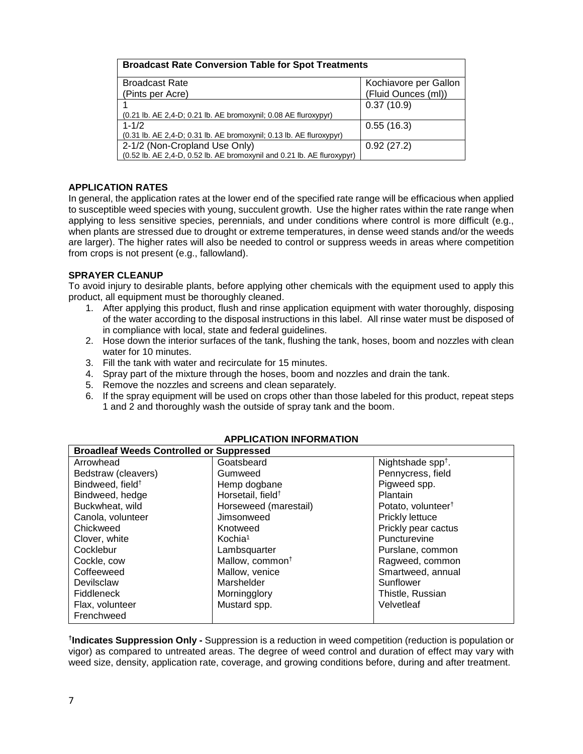| Broadcast Rate Conversion Table for Spot Treatments | |
|---|---|
| Broadcast Rate (Pints per Acre) | Kochiavore per Gallon (Fluid Ounces (ml)) |
| 1 (0.21 lb. AE 2,4-D; 0.21 lb. AE bromoxynil; 0.08 AE fluroxypyr) | 0.37 (10.9) |
| 1-1/2 (0.31 lb. AE 2,4-D; 0.31 lb. AE bromoxynil; 0.13 lb. AE fluroxypyr) | 0.55 (16.3) |
| 2-1/2 (Non-Cropland Use Only) (0.52 lb. AE 2,4-D, 0.52 lb. AE bromoxynil and 0.21 lb. AE fluroxypyr) | 0.92 (27.2) |

**APPLICATION RATES**

In general, the application rates at the lower end of the specified rate range will be efficacious when applied to susceptible weed species with young, succulent growth. Use the higher rates within the rate range when applying to less sensitive species, perennials, and under conditions where control is more difficult (e.g., when plants are stressed due to drought or extreme temperatures, in dense weed stands and/or the weeds are larger). The higher rates will also be needed to control or suppress weeds in areas where competition from crops is not present (e.g., fallowland).

**SPRAYER CLEANUP**

To avoid injury to desirable plants, before applying other chemicals with the equipment used to apply this product, all equipment must be thoroughly cleaned.

1. After applying this product, flush and rinse application equipment with water thoroughly, disposing of the water according to the disposal instructions in this label. All rinse water must be disposed of in compliance with local, state and federal guidelines.
2. Hose down the interior surfaces of the tank, flushing the tank, hoses, boom and nozzles with clean water for 10 minutes.
3. Fill the tank with water and recirculate for 15 minutes.
4. Spray part of the mixture through the hoses, boom and nozzles and drain the tank.
5. Remove the nozzles and screens and clean separately.
6. If the spray equipment will be used on crops other than those labeled for this product, repeat steps 1 and 2 and thoroughly wash the outside of spray tank and the boom.

**APPLICATION INFORMATION**

| Broadleaf Weeds Controlled or Suppressed | | |
|---|---|---|
| Arrowhead | Goatsbeard | Nightshade spp†. |
| Bedstraw (cleavers) | Gumweed | Pennycress, field |
| Bindweed, field† | Hemp dogbane | Pigweed spp. |
| Bindweed, hedge | Horsetail, field† | Plantain |
| Buckwheat, wild | Horseweed (marestail) | Potato, volunteer† |
| Canola, volunteer | Jimsonweed | Prickly lettuce |
| Chickweed | Knotweed | Prickly pear cactus |
| Clover, white | Kochia[1] | Puncturevine |
| Cocklebur | Lambsquarter | Purslane, common |
| Cockle, cow | Mallow, common† | Ragweed, common |
| Coffeeweed | Mallow, venice | Smartweed, annual |
| Devilsclaw | Marshelder | Sunflower |
| Fiddleneck | Morningglory | Thistle, Russian |
| Flax, volunteer | Mustard spp. | Velvetleaf |
| Frenchweed | | |

†**Indicates Suppression Only -** Suppression is a reduction in weed competition (reduction is population or vigor) as compared to untreated areas. The degree of weed control and duration of effect may vary with weed size, density, application rate, coverage, and growing conditions before, during and after treatment.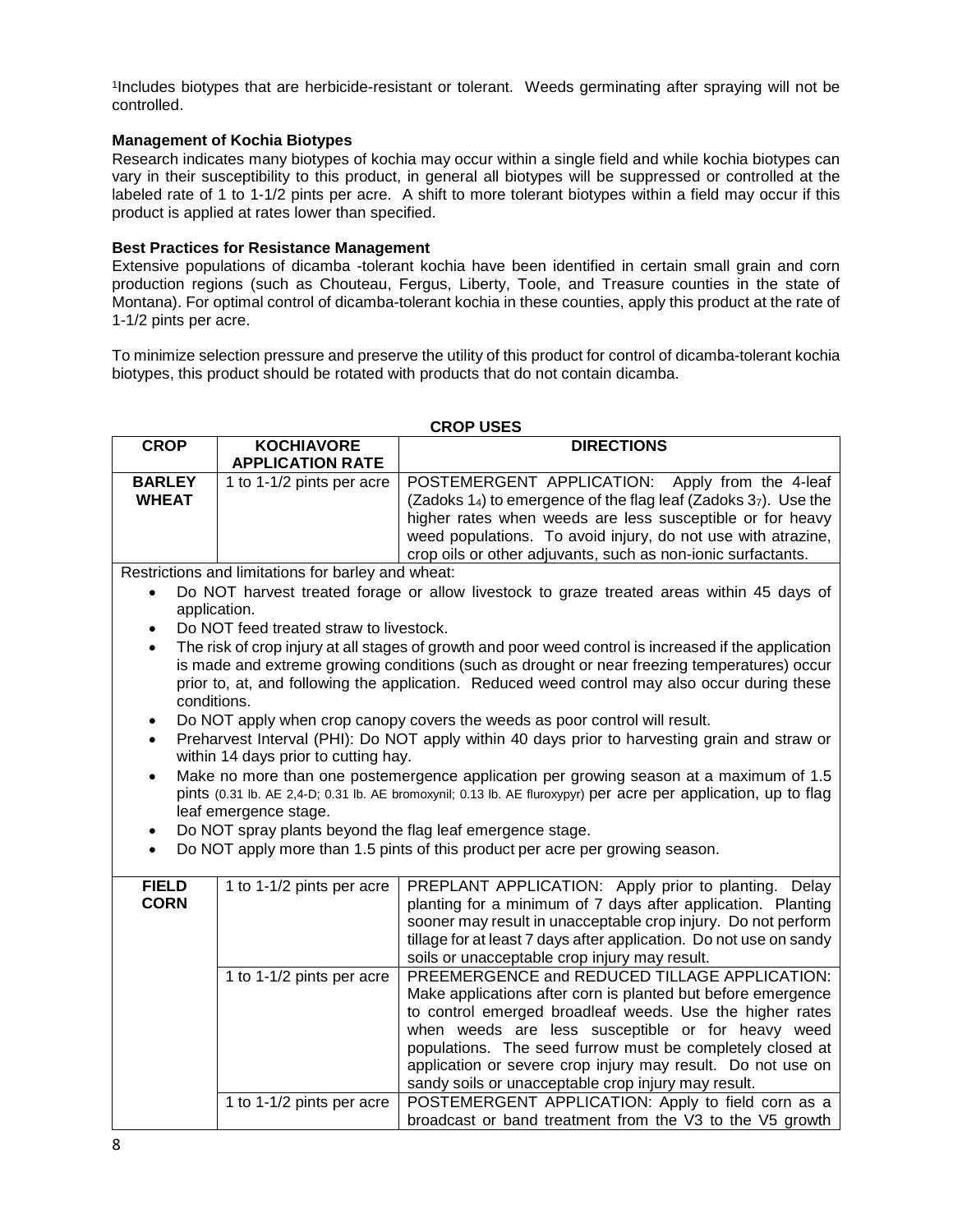[1]Includes biotypes that are herbicide-resistant or tolerant. Weeds germinating after spraying will not be controlled.

**Management of Kochia Biotypes**

Research indicates many biotypes of kochia may occur within a single field and while kochia biotypes can vary in their susceptibility to this product, in general all biotypes will be suppressed or controlled at the labeled rate of 1 to 1-1/2 pints per acre. A shift to more tolerant biotypes within a field may occur if this product is applied at rates lower than specified.

**Best Practices for Resistance Management**

Extensive populations of dicamba -tolerant kochia have been identified in certain small grain and corn production regions (such as Chouteau, Fergus, Liberty, Toole, and Treasure counties in the state of Montana). For optimal control of dicamba-tolerant kochia in these counties, apply this product at the rate of 1-1/2 pints per acre.

To minimize selection pressure and preserve the utility of this product for control of dicamba-tolerant kochia biotypes, this product should be rotated with products that do not contain dicamba.

**CROP USES**

| CROP | KOCHIAVORE APPLICATION RATE | DIRECTIONS |
|---|---|---|
| **BARLEY WHEAT** | 1 to 1-1/2 pints per acre | POSTEMERGENT APPLICATION: Apply from the 4-leaf (Zadoks $1_4$) to emergence of the flag leaf (Zadoks $3_7$). Use the higher rates when weeds are less susceptible or for heavy weed populations. To avoid injury, do not use with atrazine, crop oils or other adjuvants, such as non-ionic surfactants. |
| Restrictions and limitations for barley and wheat:<br>• Do NOT harvest treated forage or allow livestock to graze treated areas within 45 days of application.<br>• Do NOT feed treated straw to livestock.<br>• The risk of crop injury at all stages of growth and poor weed control is increased if the application is made and extreme growing conditions (such as drought or near freezing temperatures) occur prior to, at, and following the application. Reduced weed control may also occur during these conditions.<br>• Do NOT apply when crop canopy covers the weeds as poor control will result.<br>• Preharvest Interval (PHI): Do NOT apply within 40 days prior to harvesting grain and straw or within 14 days prior to cutting hay.<br>• Make no more than one postemergence application per growing season at a maximum of 1.5 pints (0.31 lb. AE 2,4-D; 0.31 lb. AE bromoxynil; 0.13 lb. AE fluroxypyr) per acre per application, up to flag leaf emergence stage.<br>• Do NOT spray plants beyond the flag leaf emergence stage.<br>• Do NOT apply more than 1.5 pints of this product per acre per growing season. | | |
| **FIELD CORN** | 1 to 1-1/2 pints per acre | PREPLANT APPLICATION: Apply prior to planting. Delay planting for a minimum of 7 days after application. Planting sooner may result in unacceptable crop injury. Do not perform tillage for at least 7 days after application. Do not use on sandy soils or unacceptable crop injury may result. |
| | 1 to 1-1/2 pints per acre | PREEMERGENCE and REDUCED TILLAGE APPLICATION: Make applications after corn is planted but before emergence to control emerged broadleaf weeds. Use the higher rates when weeds are less susceptible or for heavy weed populations. The seed furrow must be completely closed at application or severe crop injury may result. Do not use on sandy soils or unacceptable crop injury may result. |
| | 1 to 1-1/2 pints per acre | POSTEMERGENT APPLICATION: Apply to field corn as a broadcast or band treatment from the V3 to the V5 growth |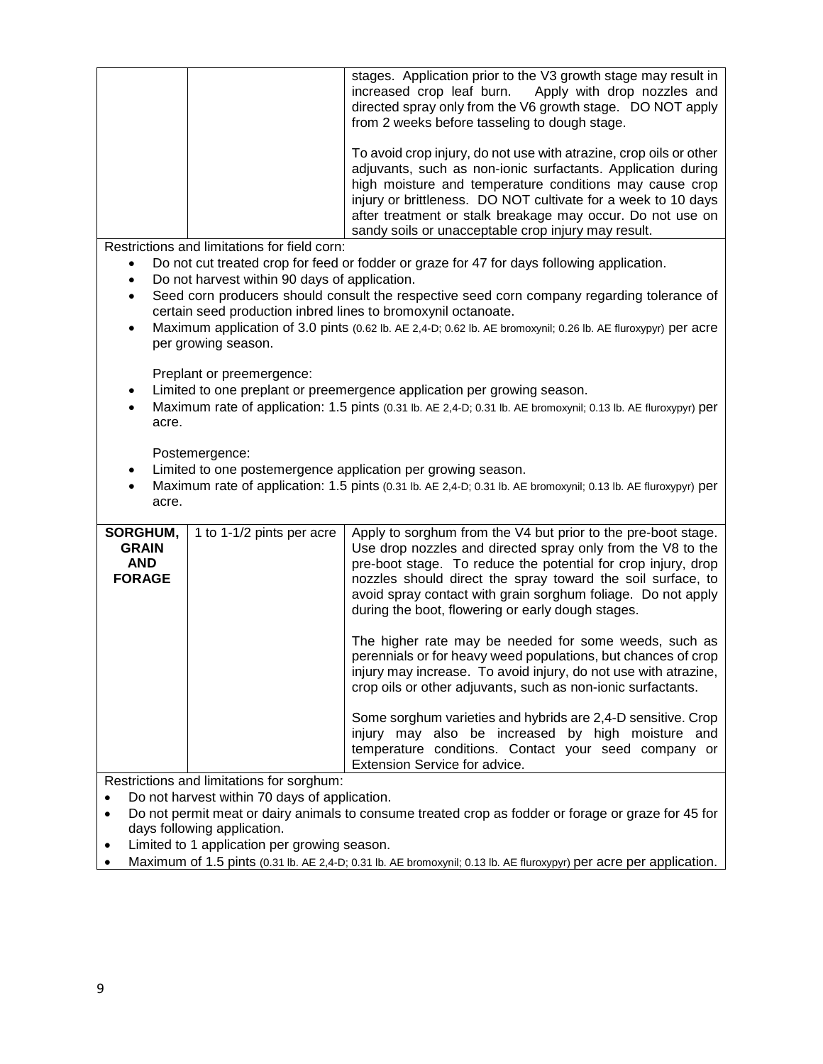| | | |
|---|---|---|
| | | stages. Application prior to the V3 growth stage may result in increased crop leaf burn. Apply with drop nozzles and directed spray only from the V6 growth stage. DO NOT apply from 2 weeks before tasseling to dough stage.<br><br>To avoid crop injury, do not use with atrazine, crop oils or other adjuvants, such as non-ionic surfactants. Application during high moisture and temperature conditions may cause crop injury or brittleness. DO NOT cultivate for a week to 10 days after treatment or stalk breakage may occur. Do not use on sandy soils or unacceptable crop injury may result. |

Restrictions and limitations for field corn:

- Do not cut treated crop for feed or fodder or graze for 47 for days following application.
- Do not harvest within 90 days of application.
- Seed corn producers should consult the respective seed corn company regarding tolerance of certain seed production inbred lines to bromoxynil octanoate.
- Maximum application of 3.0 pints (0.62 lb. AE 2,4-D; 0.62 lb. AE bromoxynil; 0.26 lb. AE fluroxypyr) per acre per growing season.

Preplant or preemergence:

- Limited to one preplant or preemergence application per growing season.
- Maximum rate of application: 1.5 pints (0.31 lb. AE 2,4-D; 0.31 lb. AE bromoxynil; 0.13 lb. AE fluroxypyr) per acre.

Postemergence:

- Limited to one postemergence application per growing season.
- Maximum rate of application: 1.5 pints (0.31 lb. AE 2,4-D; 0.31 lb. AE bromoxynil; 0.13 lb. AE fluroxypyr) per acre.

| | | |
|---|---|---|
| **SORGHUM, GRAIN AND FORAGE** | 1 to 1-1/2 pints per acre | Apply to sorghum from the V4 but prior to the pre-boot stage. Use drop nozzles and directed spray only from the V8 to the pre-boot stage. To reduce the potential for crop injury, drop nozzles should direct the spray toward the soil surface, to avoid spray contact with grain sorghum foliage. Do not apply during the boot, flowering or early dough stages.<br><br>The higher rate may be needed for some weeds, such as perennials or for heavy weed populations, but chances of crop injury may increase. To avoid injury, do not use with atrazine, crop oils or other adjuvants, such as non-ionic surfactants.<br><br>Some sorghum varieties and hybrids are 2,4-D sensitive. Crop injury may also be increased by high moisture and temperature conditions. Contact your seed company or Extension Service for advice. |

Restrictions and limitations for sorghum:

- Do not harvest within 70 days of application.
- Do not permit meat or dairy animals to consume treated crop as fodder or forage or graze for 45 for days following application.
- Limited to 1 application per growing season.
- Maximum of 1.5 pints (0.31 lb. AE 2,4-D; 0.31 lb. AE bromoxynil; 0.13 lb. AE fluroxypyr) per acre per application.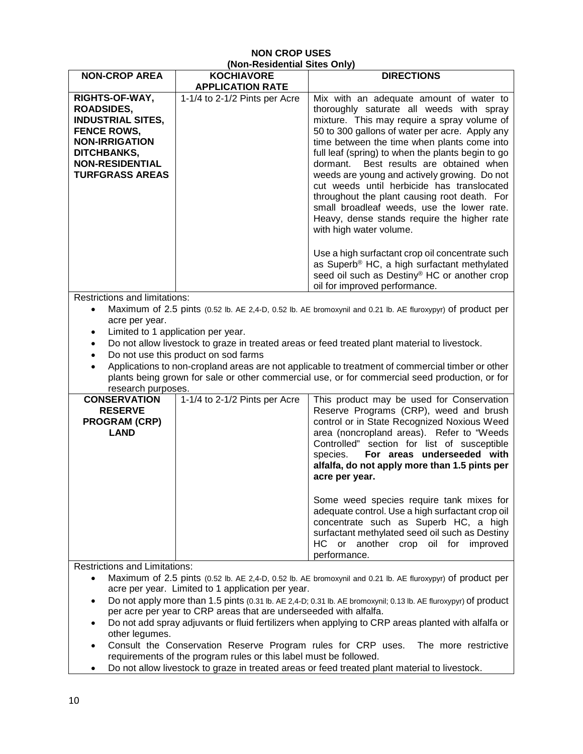**NON CROP USES**
**(Non-Residential Sites Only)**

| NON-CROP AREA | KOCHIAVORE APPLICATION RATE | DIRECTIONS |
|---|---|---|
| **RIGHTS-OF-WAY, ROADSIDES, INDUSTRIAL SITES, FENCE ROWS, NON-IRRIGATION DITCHBANKS, NON-RESIDENTIAL TURFGRASS AREAS** | 1-1/4 to 2-1/2 Pints per Acre | Mix with an adequate amount of water to thoroughly saturate all weeds with spray mixture. This may require a spray volume of 50 to 300 gallons of water per acre. Apply any time between the time when plants come into full leaf (spring) to when the plants begin to go dormant. Best results are obtained when weeds are young and actively growing. Do not cut weeds until herbicide has translocated throughout the plant causing root death. For small broadleaf weeds, use the lower rate. Heavy, dense stands require the higher rate with high water volume.<br><br>Use a high surfactant crop oil concentrate such as Superb® HC, a high surfactant methylated seed oil such as Destiny® HC or another crop oil for improved performance. |

Restrictions and limitations:

- Maximum of 2.5 pints (0.52 lb. AE 2,4-D, 0.52 lb. AE bromoxynil and 0.21 lb. AE fluroxypyr) of product per acre per year.
- Limited to 1 application per year.
- Do not allow livestock to graze in treated areas or feed treated plant material to livestock.
- Do not use this product on sod farms
- Applications to non-cropland areas are not applicable to treatment of commercial timber or other plants being grown for sale or other commercial use, or for commercial seed production, or for research purposes.

| NON-CROP AREA | KOCHIAVORE APPLICATION RATE | DIRECTIONS |
|---|---|---|
| **CONSERVATION RESERVE PROGRAM (CRP) LAND** | 1-1/4 to 2-1/2 Pints per Acre | This product may be used for Conservation Reserve Programs (CRP), weed and brush control or in State Recognized Noxious Weed area (noncropland areas). Refer to "Weeds Controlled" section for list of susceptible species. **For areas underseeded with alfalfa, do not apply more than 1.5 pints per acre per year.**<br><br>Some weed species require tank mixes for adequate control. Use a high surfactant crop oil concentrate such as Superb HC, a high surfactant methylated seed oil such as Destiny HC or another crop oil for improved performance. |

Restrictions and Limitations:

- Maximum of 2.5 pints (0.52 lb. AE 2,4-D, 0.52 lb. AE bromoxynil and 0.21 lb. AE fluroxypyr) of product per acre per year. Limited to 1 application per year.
- Do not apply more than 1.5 pints (0.31 lb. AE 2,4-D; 0.31 lb. AE bromoxynil; 0.13 lb. AE fluroxypyr) of product per acre per year to CRP areas that are underseeded with alfalfa.
- Do not add spray adjuvants or fluid fertilizers when applying to CRP areas planted with alfalfa or other legumes.
- Consult the Conservation Reserve Program rules for CRP uses. The more restrictive requirements of the program rules or this label must be followed.
- Do not allow livestock to graze in treated areas or feed treated plant material to livestock.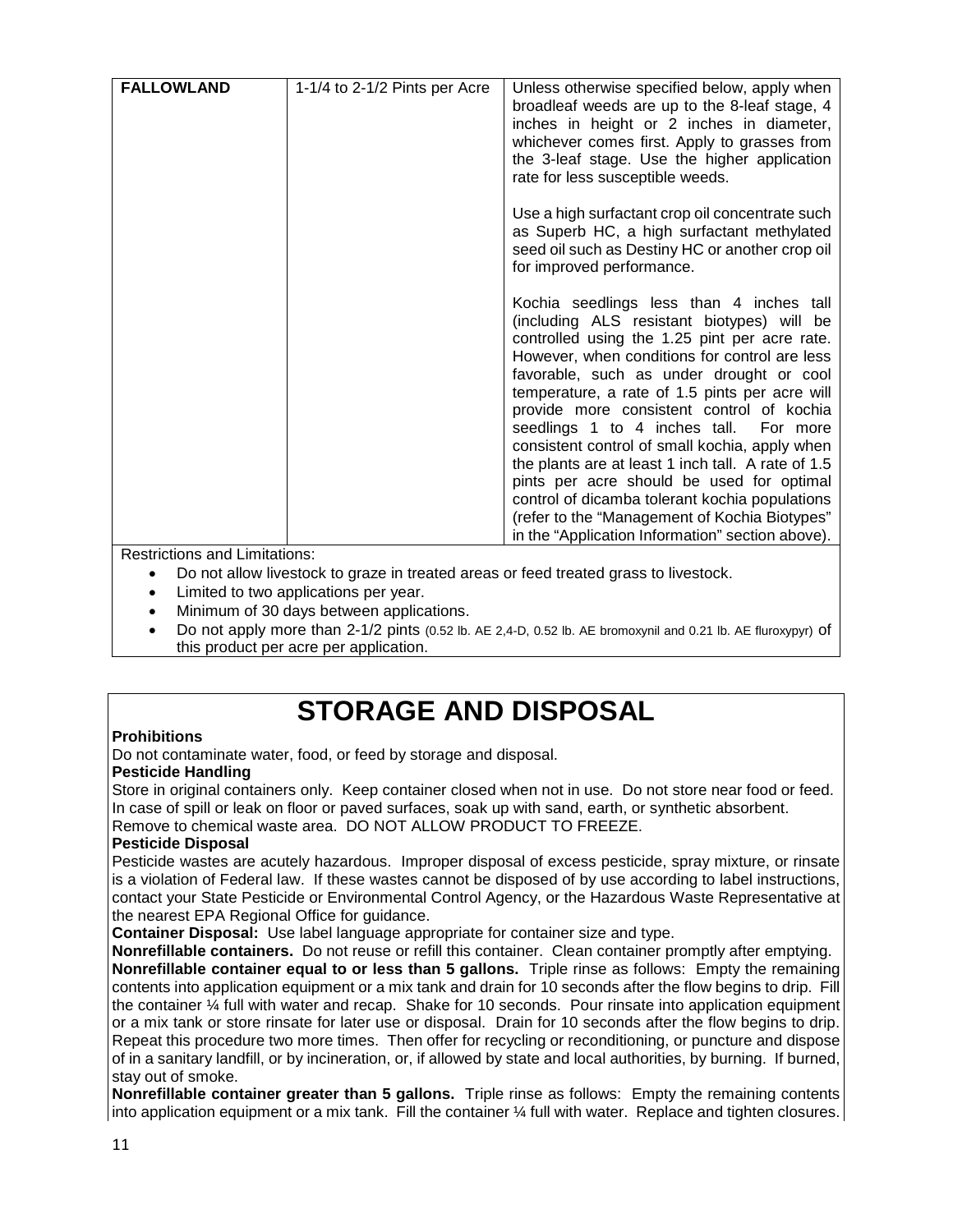| FALLOWLAND | 1-1/4 to 2-1/2 Pints per Acre | Unless otherwise specified below, apply when broadleaf weeds are up to the 8-leaf stage, 4 inches in height or 2 inches in diameter, whichever comes first. Apply to grasses from the 3-leaf stage. Use the higher application rate for less susceptible weeds.<br><br>Use a high surfactant crop oil concentrate such as Superb HC, a high surfactant methylated seed oil such as Destiny HC or another crop oil for improved performance.<br><br>Kochia seedlings less than 4 inches tall (including ALS resistant biotypes) will be controlled using the 1.25 pint per acre rate. However, when conditions for control are less favorable, such as under drought or cool temperature, a rate of 1.5 pints per acre will provide more consistent control of kochia seedlings 1 to 4 inches tall. For more consistent control of small kochia, apply when the plants are at least 1 inch tall. A rate of 1.5 pints per acre should be used for optimal control of dicamba tolerant kochia populations (refer to the "Management of Kochia Biotypes" in the "Application Information" section above). |
|---|---|---|

Restrictions and Limitations:

- Do not allow livestock to graze in treated areas or feed treated grass to livestock.
- Limited to two applications per year.
- Minimum of 30 days between applications.
- Do not apply more than 2-1/2 pints (0.52 lb. AE 2,4-D, 0.52 lb. AE bromoxynil and 0.21 lb. AE fluroxypyr) of this product per acre per application.

# STORAGE AND DISPOSAL

**Prohibitions**

Do not contaminate water, food, or feed by storage and disposal.

**Pesticide Handling**

Store in original containers only. Keep container closed when not in use. Do not store near food or feed. In case of spill or leak on floor or paved surfaces, soak up with sand, earth, or synthetic absorbent. Remove to chemical waste area. DO NOT ALLOW PRODUCT TO FREEZE.

**Pesticide Disposal**

Pesticide wastes are acutely hazardous. Improper disposal of excess pesticide, spray mixture, or rinsate is a violation of Federal law. If these wastes cannot be disposed of by use according to label instructions, contact your State Pesticide or Environmental Control Agency, or the Hazardous Waste Representative at the nearest EPA Regional Office for guidance.

**Container Disposal:** Use label language appropriate for container size and type.

**Nonrefillable containers.** Do not reuse or refill this container. Clean container promptly after emptying.

**Nonrefillable container equal to or less than 5 gallons.** Triple rinse as follows: Empty the remaining contents into application equipment or a mix tank and drain for 10 seconds after the flow begins to drip. Fill the container ¼ full with water and recap. Shake for 10 seconds. Pour rinsate into application equipment or a mix tank or store rinsate for later use or disposal. Drain for 10 seconds after the flow begins to drip. Repeat this procedure two more times. Then offer for recycling or reconditioning, or puncture and dispose of in a sanitary landfill, or by incineration, or, if allowed by state and local authorities, by burning. If burned, stay out of smoke.

**Nonrefillable container greater than 5 gallons.** Triple rinse as follows: Empty the remaining contents into application equipment or a mix tank. Fill the container ¼ full with water. Replace and tighten closures.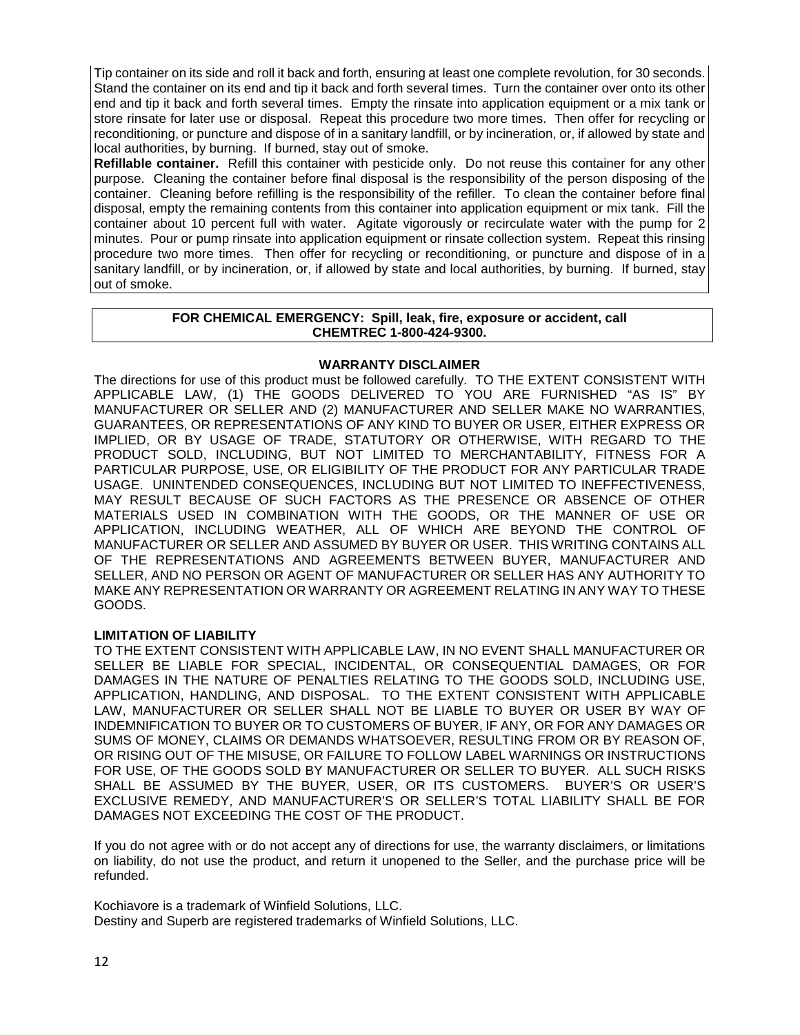Tip container on its side and roll it back and forth, ensuring at least one complete revolution, for 30 seconds. Stand the container on its end and tip it back and forth several times. Turn the container over onto its other end and tip it back and forth several times. Empty the rinsate into application equipment or a mix tank or store rinsate for later use or disposal. Repeat this procedure two more times. Then offer for recycling or reconditioning, or puncture and dispose of in a sanitary landfill, or by incineration, or, if allowed by state and local authorities, by burning. If burned, stay out of smoke.

**Refillable container.** Refill this container with pesticide only. Do not reuse this container for any other purpose. Cleaning the container before final disposal is the responsibility of the person disposing of the container. Cleaning before refilling is the responsibility of the refiller. To clean the container before final disposal, empty the remaining contents from this container into application equipment or mix tank. Fill the container about 10 percent full with water. Agitate vigorously or recirculate water with the pump for 2 minutes. Pour or pump rinsate into application equipment or rinsate collection system. Repeat this rinsing procedure two more times. Then offer for recycling or reconditioning, or puncture and dispose of in a sanitary landfill, or by incineration, or, if allowed by state and local authorities, by burning. If burned, stay out of smoke.

**FOR CHEMICAL EMERGENCY: Spill, leak, fire, exposure or accident, call CHEMTREC 1-800-424-9300.**

## WARRANTY DISCLAIMER

The directions for use of this product must be followed carefully. TO THE EXTENT CONSISTENT WITH APPLICABLE LAW, (1) THE GOODS DELIVERED TO YOU ARE FURNISHED "AS IS" BY MANUFACTURER OR SELLER AND (2) MANUFACTURER AND SELLER MAKE NO WARRANTIES, GUARANTEES, OR REPRESENTATIONS OF ANY KIND TO BUYER OR USER, EITHER EXPRESS OR IMPLIED, OR BY USAGE OF TRADE, STATUTORY OR OTHERWISE, WITH REGARD TO THE PRODUCT SOLD, INCLUDING, BUT NOT LIMITED TO MERCHANTABILITY, FITNESS FOR A PARTICULAR PURPOSE, USE, OR ELIGIBILITY OF THE PRODUCT FOR ANY PARTICULAR TRADE USAGE. UNINTENDED CONSEQUENCES, INCLUDING BUT NOT LIMITED TO INEFFECTIVENESS, MAY RESULT BECAUSE OF SUCH FACTORS AS THE PRESENCE OR ABSENCE OF OTHER MATERIALS USED IN COMBINATION WITH THE GOODS, OR THE MANNER OF USE OR APPLICATION, INCLUDING WEATHER, ALL OF WHICH ARE BEYOND THE CONTROL OF MANUFACTURER OR SELLER AND ASSUMED BY BUYER OR USER. THIS WRITING CONTAINS ALL OF THE REPRESENTATIONS AND AGREEMENTS BETWEEN BUYER, MANUFACTURER AND SELLER, AND NO PERSON OR AGENT OF MANUFACTURER OR SELLER HAS ANY AUTHORITY TO MAKE ANY REPRESENTATION OR WARRANTY OR AGREEMENT RELATING IN ANY WAY TO THESE GOODS.

## LIMITATION OF LIABILITY

TO THE EXTENT CONSISTENT WITH APPLICABLE LAW, IN NO EVENT SHALL MANUFACTURER OR SELLER BE LIABLE FOR SPECIAL, INCIDENTAL, OR CONSEQUENTIAL DAMAGES, OR FOR DAMAGES IN THE NATURE OF PENALTIES RELATING TO THE GOODS SOLD, INCLUDING USE, APPLICATION, HANDLING, AND DISPOSAL. TO THE EXTENT CONSISTENT WITH APPLICABLE LAW, MANUFACTURER OR SELLER SHALL NOT BE LIABLE TO BUYER OR USER BY WAY OF INDEMNIFICATION TO BUYER OR TO CUSTOMERS OF BUYER, IF ANY, OR FOR ANY DAMAGES OR SUMS OF MONEY, CLAIMS OR DEMANDS WHATSOEVER, RESULTING FROM OR BY REASON OF, OR RISING OUT OF THE MISUSE, OR FAILURE TO FOLLOW LABEL WARNINGS OR INSTRUCTIONS FOR USE, OF THE GOODS SOLD BY MANUFACTURER OR SELLER TO BUYER. ALL SUCH RISKS SHALL BE ASSUMED BY THE BUYER, USER, OR ITS CUSTOMERS. BUYER'S OR USER'S EXCLUSIVE REMEDY, AND MANUFACTURER'S OR SELLER'S TOTAL LIABILITY SHALL BE FOR DAMAGES NOT EXCEEDING THE COST OF THE PRODUCT.

If you do not agree with or do not accept any of directions for use, the warranty disclaimers, or limitations on liability, do not use the product, and return it unopened to the Seller, and the purchase price will be refunded.

Kochiavore is a trademark of Winfield Solutions, LLC.
Destiny and Superb are registered trademarks of Winfield Solutions, LLC.